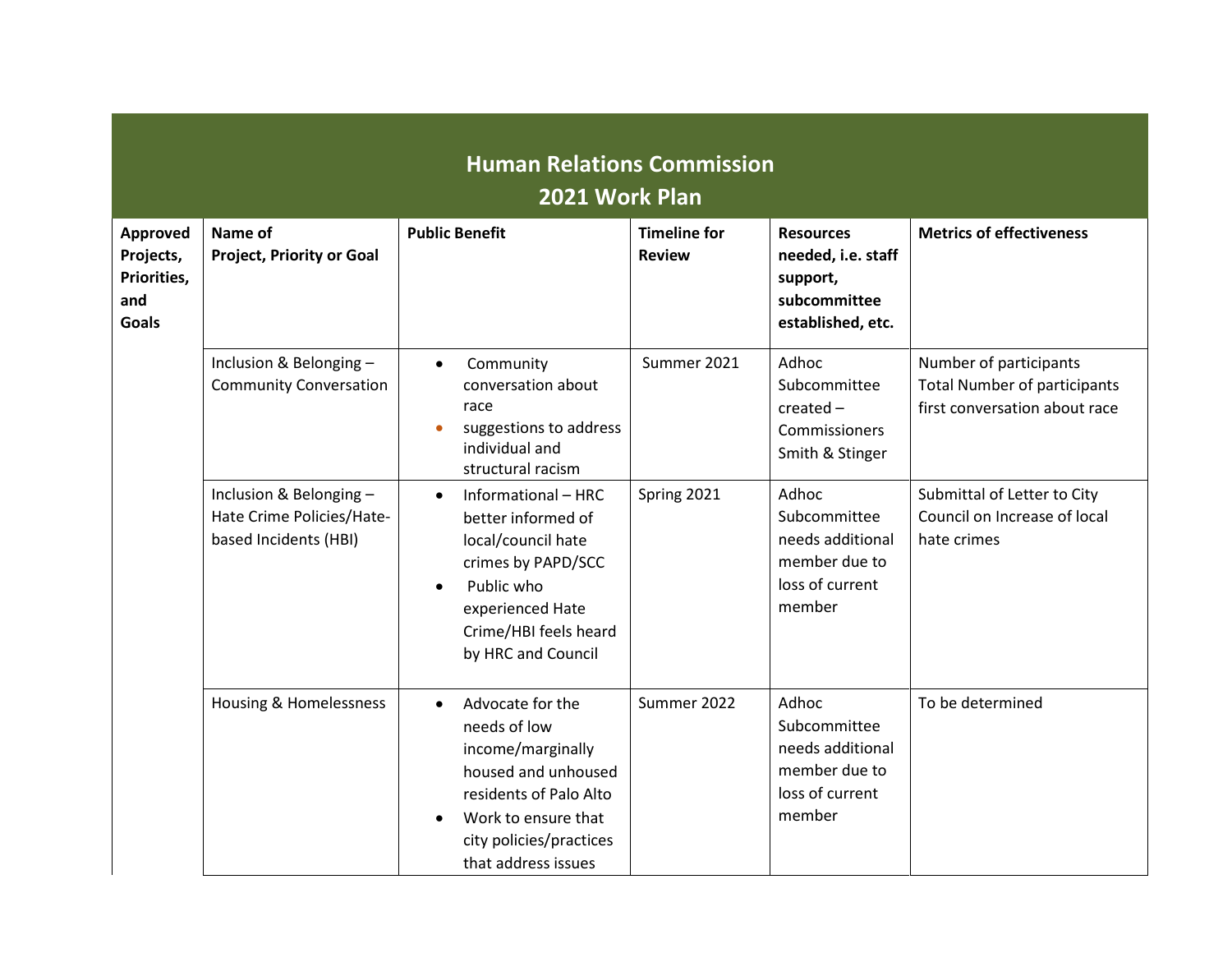# Human Relations Commission
## 2021 Work Plan

| Approved Projects, Priorities, and Goals | Name of Project, Priority or Goal | Public Benefit | Timeline for Review | Resources needed, i.e. staff support, subcommittee established, etc. | Metrics of effectiveness |
|---|---|---|---|---|---|
| | Inclusion & Belonging – Community Conversation | • Community conversation about race<br>• suggestions to address individual and structural racism | Summer 2021 | Adhoc Subcommittee created – Commissioners Smith & Stinger | Number of participants<br>Total Number of participants first conversation about race |
| | Inclusion & Belonging – Hate Crime Policies/Hate-based Incidents (HBI) | • Informational – HRC better informed of local/council hate crimes by PAPD/SCC<br>• Public who experienced Hate Crime/HBI feels heard by HRC and Council | Spring 2021 | Adhoc Subcommittee needs additional member due to loss of current member | Submittal of Letter to City Council on Increase of local hate crimes |
| | Housing & Homelessness | • Advocate for the needs of low income/marginally housed and unhoused residents of Palo Alto<br>• Work to ensure that city policies/practices that address issues | Summer 2022 | Adhoc Subcommittee needs additional member due to loss of current member | To be determined |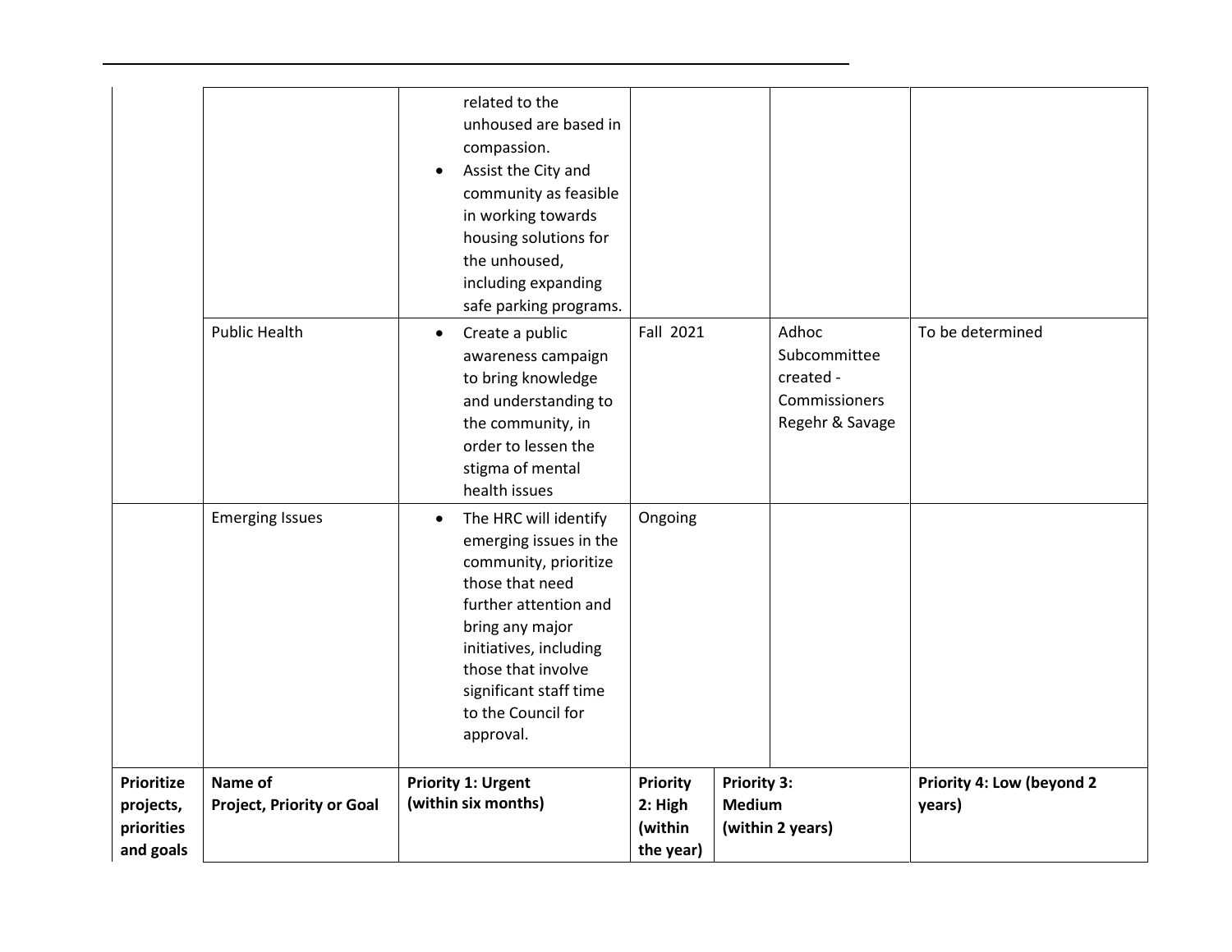| | | | | | |
|---|---|---|---|---|---|
| | | • related to the unhoused are based in compassion.<br>• Assist the City and community as feasible in working towards housing solutions for the unhoused, including expanding safe parking programs. | | | |
| | Public Health | • Create a public awareness campaign to bring knowledge and understanding to the community, in order to lessen the stigma of mental health issues | Fall 2021 | Adhoc Subcommittee created - Commissioners Regehr & Savage | To be determined |
| | Emerging Issues | • The HRC will identify emerging issues in the community, prioritize those that need further attention and bring any major initiatives, including those that involve significant staff time to the Council for approval. | Ongoing | | |
| **Prioritize projects, priorities and goals** | **Name of Project, Priority or Goal** | **Priority 1: Urgent (within six months)** | **Priority 2: High (within the year)** | **Priority 3: Medium (within 2 years)** | **Priority 4: Low (beyond 2 years)** |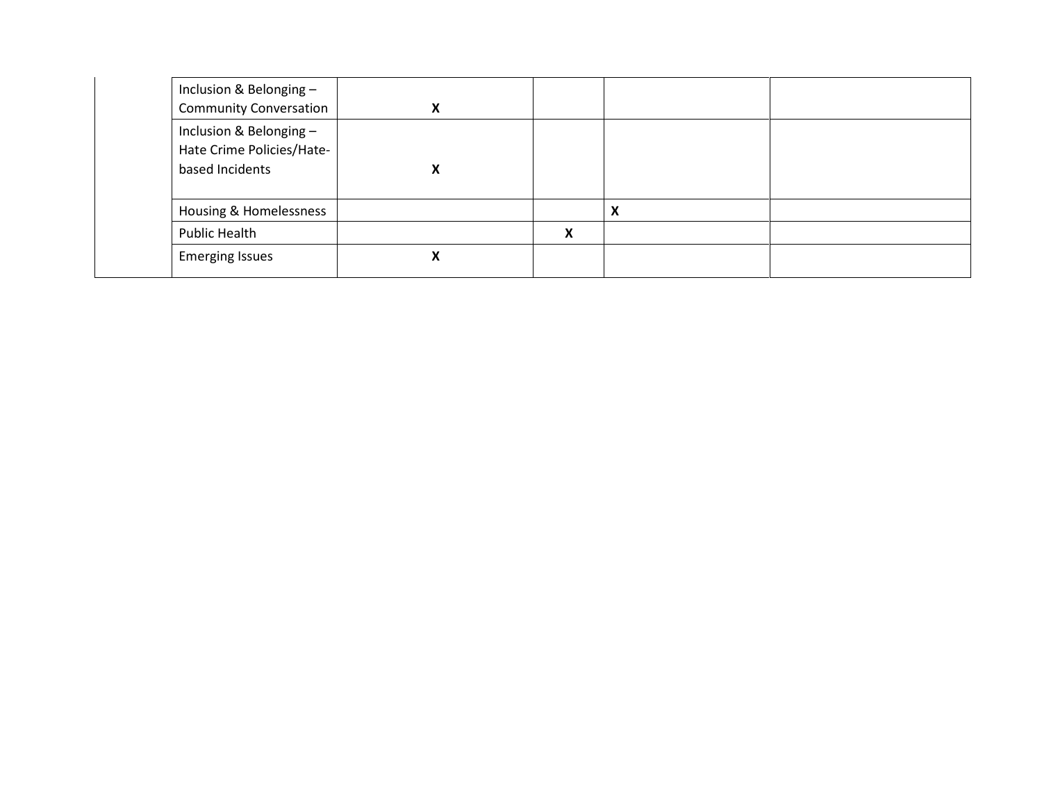| | | | | | |
|---|---|---|---|---|---|
| | Inclusion & Belonging – Community Conversation | X | | | |
| | Inclusion & Belonging – Hate Crime Policies/Hate-based Incidents | X | | | |
| | Housing & Homelessness | | | X | |
| | Public Health | | X | | |
| | Emerging Issues | X | | | |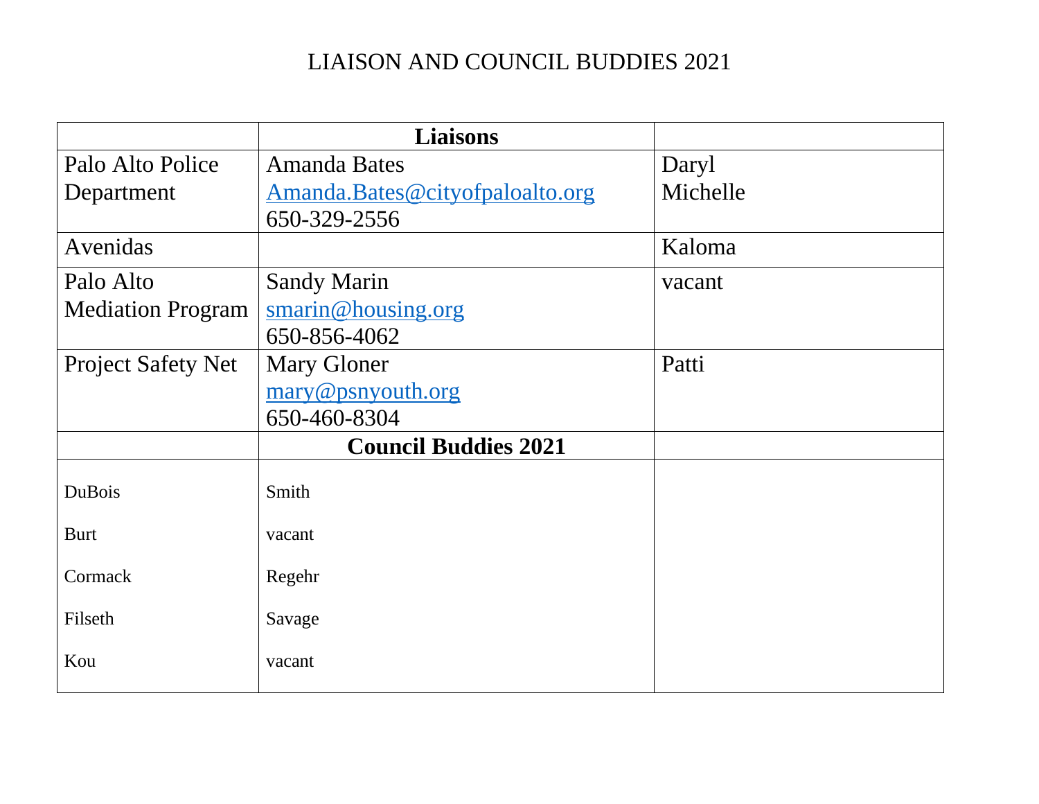# LIAISON AND COUNCIL BUDDIES 2021

| | **Liaisons** | |
|---|---|---|
| Palo Alto Police Department | Amanda Bates<br>Amanda.Bates@cityofpaloalto.org<br>650-329-2556 | Daryl<br>Michelle |
| Avenidas | | Kaloma |
| Palo Alto Mediation Program | Sandy Marin<br>smarin@housing.org<br>650-856-4062 | vacant |
| Project Safety Net | Mary Gloner<br>mary@psnyouth.org<br>650-460-8304 | Patti |
| | **Council Buddies 2021** | |
| DuBois<br>Burt<br>Cormack<br>Filseth<br>Kou | Smith<br>vacant<br>Regehr<br>Savage<br>vacant | |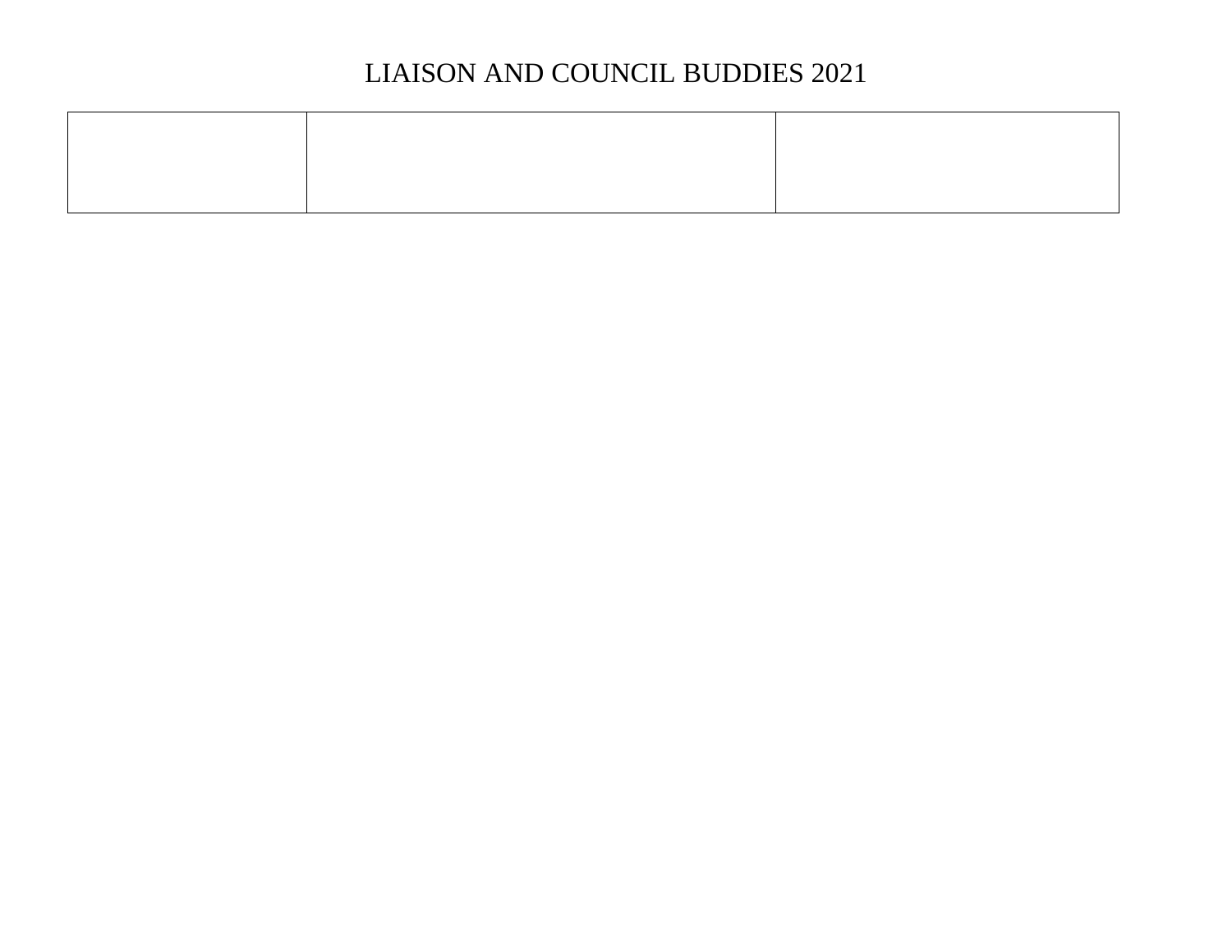# LIAISON AND COUNCIL BUDDIES 2021

| | | |
|---|---|---|
| | | |